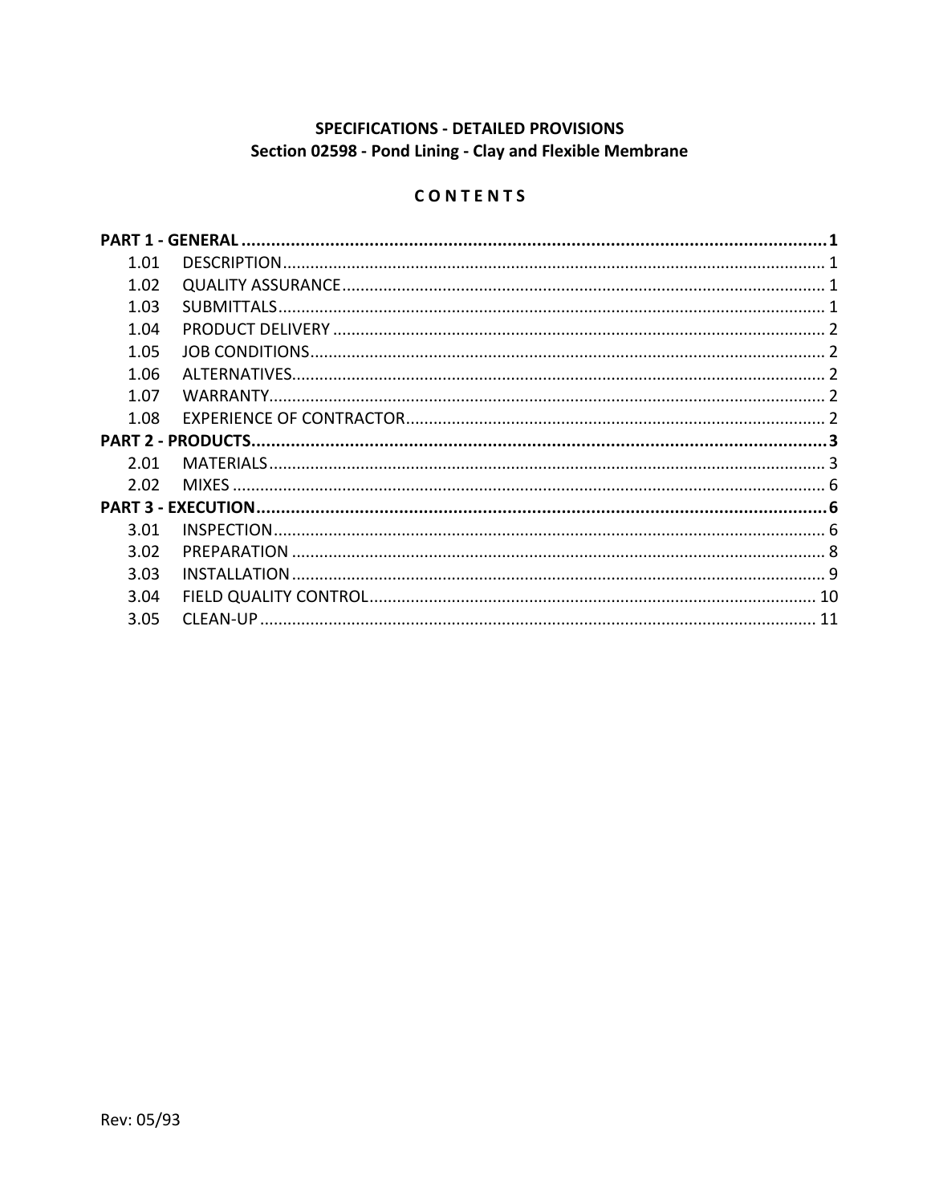# SPECIFICATIONS - DETAILED PROVISIONS
## Section 02598 - Pond Lining - Clay and Flexible Membrane

### C O N T E N T S

| | | |
|---|---|---|
| **PART 1 - GENERAL** | | **1** |
| 1.01 | DESCRIPTION | 1 |
| 1.02 | QUALITY ASSURANCE | 1 |
| 1.03 | SUBMITTALS | 1 |
| 1.04 | PRODUCT DELIVERY | 2 |
| 1.05 | JOB CONDITIONS | 2 |
| 1.06 | ALTERNATIVES | 2 |
| 1.07 | WARRANTY | 2 |
| 1.08 | EXPERIENCE OF CONTRACTOR | 2 |
| **PART 2 - PRODUCTS** | | **3** |
| 2.01 | MATERIALS | 3 |
| 2.02 | MIXES | 6 |
| **PART 3 - EXECUTION** | | **6** |
| 3.01 | INSPECTION | 6 |
| 3.02 | PREPARATION | 8 |
| 3.03 | INSTALLATION | 9 |
| 3.04 | FIELD QUALITY CONTROL | 10 |
| 3.05 | CLEAN-UP | 11 |

Rev: 05/93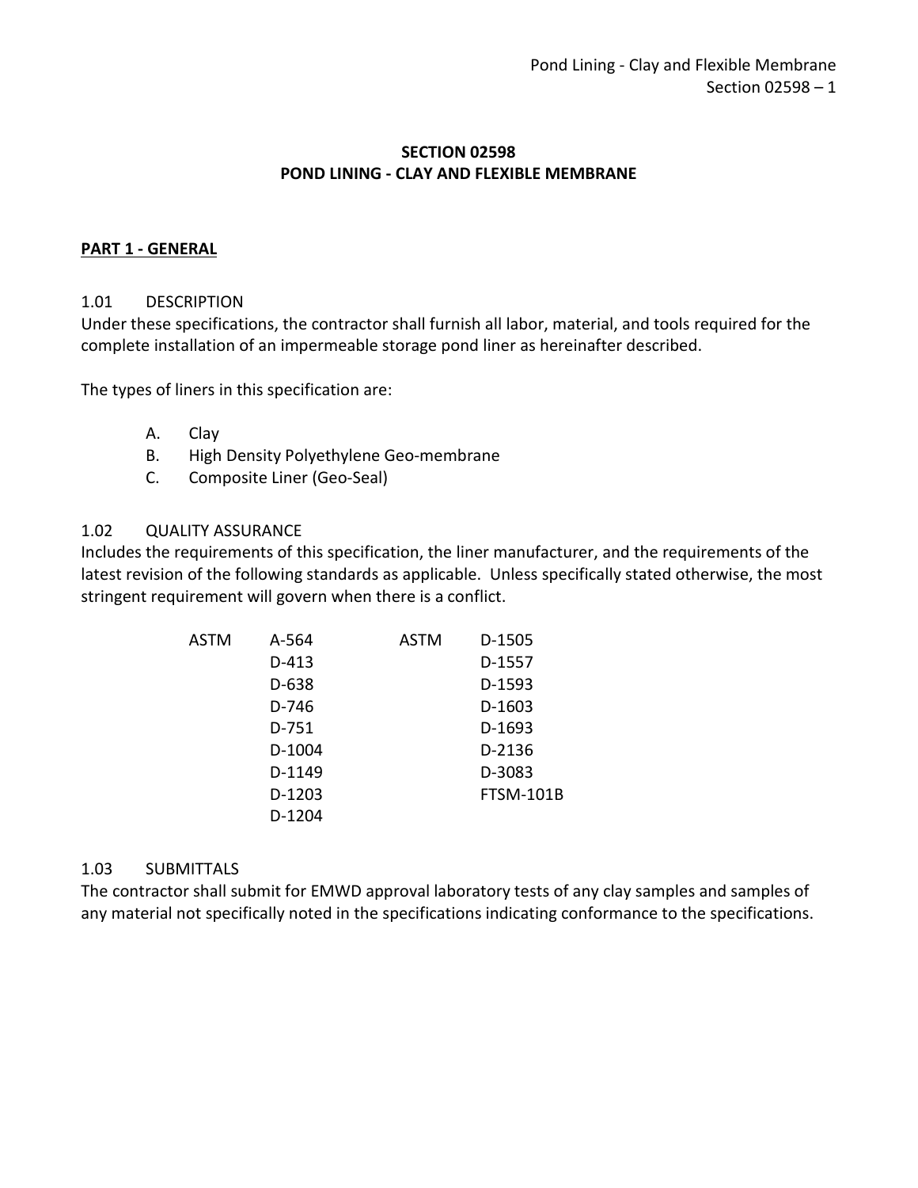# SECTION 02598
# POND LINING - CLAY AND FLEXIBLE MEMBRANE

## PART 1 - GENERAL

### 1.01 DESCRIPTION

Under these specifications, the contractor shall furnish all labor, material, and tools required for the complete installation of an impermeable storage pond liner as hereinafter described.

The types of liners in this specification are:

A. Clay
B. High Density Polyethylene Geo-membrane
C. Composite Liner (Geo-Seal)

### 1.02 QUALITY ASSURANCE

Includes the requirements of this specification, the liner manufacturer, and the requirements of the latest revision of the following standards as applicable. Unless specifically stated otherwise, the most stringent requirement will govern when there is a conflict.

| | | | |
|---|---|---|---|
| ASTM | A-564 | ASTM | D-1505 |
| | D-413 | | D-1557 |
| | D-638 | | D-1593 |
| | D-746 | | D-1603 |
| | D-751 | | D-1693 |
| | D-1004 | | D-2136 |
| | D-1149 | | D-3083 |
| | D-1203 | | FTSM-101B |
| | D-1204 | | |

### 1.03 SUBMITTALS

The contractor shall submit for EMWD approval laboratory tests of any clay samples and samples of any material not specifically noted in the specifications indicating conformance to the specifications.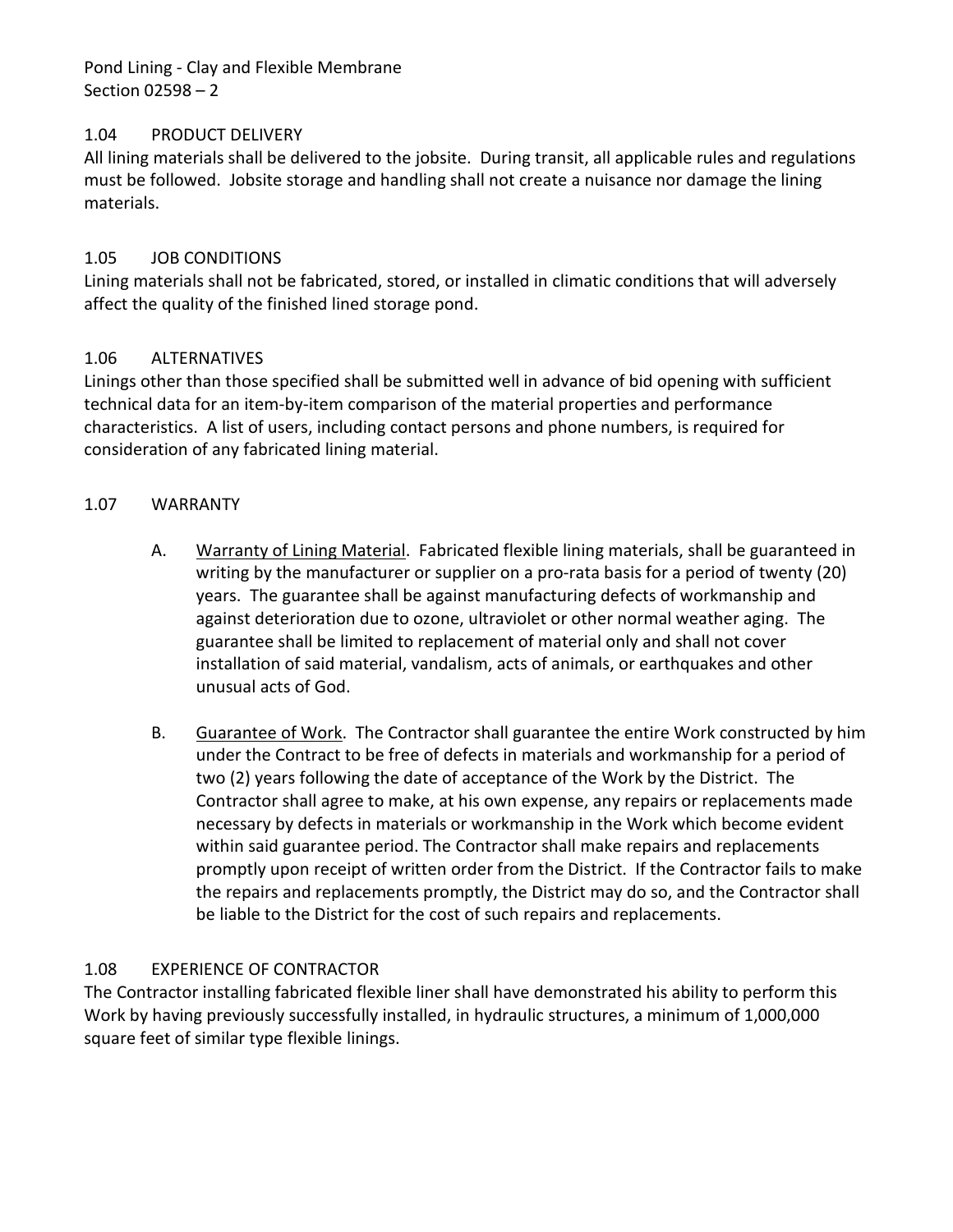## 1.04 PRODUCT DELIVERY

All lining materials shall be delivered to the jobsite. During transit, all applicable rules and regulations must be followed. Jobsite storage and handling shall not create a nuisance nor damage the lining materials.

## 1.05 JOB CONDITIONS

Lining materials shall not be fabricated, stored, or installed in climatic conditions that will adversely affect the quality of the finished lined storage pond.

## 1.06 ALTERNATIVES

Linings other than those specified shall be submitted well in advance of bid opening with sufficient technical data for an item-by-item comparison of the material properties and performance characteristics. A list of users, including contact persons and phone numbers, is required for consideration of any fabricated lining material.

## 1.07 WARRANTY

A. Warranty of Lining Material. Fabricated flexible lining materials, shall be guaranteed in writing by the manufacturer or supplier on a pro-rata basis for a period of twenty (20) years. The guarantee shall be against manufacturing defects of workmanship and against deterioration due to ozone, ultraviolet or other normal weather aging. The guarantee shall be limited to replacement of material only and shall not cover installation of said material, vandalism, acts of animals, or earthquakes and other unusual acts of God.

B. Guarantee of Work. The Contractor shall guarantee the entire Work constructed by him under the Contract to be free of defects in materials and workmanship for a period of two (2) years following the date of acceptance of the Work by the District. The Contractor shall agree to make, at his own expense, any repairs or replacements made necessary by defects in materials or workmanship in the Work which become evident within said guarantee period. The Contractor shall make repairs and replacements promptly upon receipt of written order from the District. If the Contractor fails to make the repairs and replacements promptly, the District may do so, and the Contractor shall be liable to the District for the cost of such repairs and replacements.

## 1.08 EXPERIENCE OF CONTRACTOR

The Contractor installing fabricated flexible liner shall have demonstrated his ability to perform this Work by having previously successfully installed, in hydraulic structures, a minimum of 1,000,000 square feet of similar type flexible linings.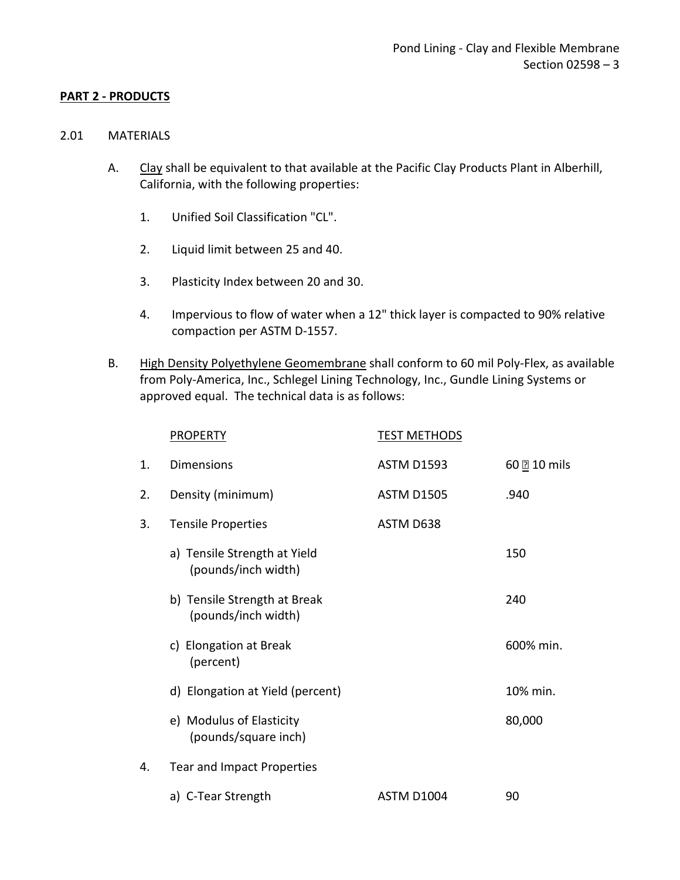## PART 2 - PRODUCTS

2.01 MATERIALS

A. Clay shall be equivalent to that available at the Pacific Clay Products Plant in Alberhill, California, with the following properties:

1. Unified Soil Classification "CL".

2. Liquid limit between 25 and 40.

3. Plasticity Index between 20 and 30.

4. Impervious to flow of water when a 12" thick layer is compacted to 90% relative compaction per ASTM D-1557.

B. High Density Polyethylene Geomembrane shall conform to 60 mil Poly-Flex, as available from Poly-America, Inc., Schlegel Lining Technology, Inc., Gundle Lining Systems or approved equal. The technical data is as follows:

| | PROPERTY | TEST METHODS | |
|---|---|---|---|
| 1. | Dimensions | ASTM D1593 | 60 � 10 mils |
| 2. | Density (minimum) | ASTM D1505 | .940 |
| 3. | Tensile Properties | ASTM D638 | |
| | a) Tensile Strength at Yield (pounds/inch width) | | 150 |
| | b) Tensile Strength at Break (pounds/inch width) | | 240 |
| | c) Elongation at Break (percent) | | 600% min. |
| | d) Elongation at Yield (percent) | | 10% min. |
| | e) Modulus of Elasticity (pounds/square inch) | | 80,000 |
| 4. | Tear and Impact Properties | | |
| | a) C-Tear Strength | ASTM D1004 | 90 |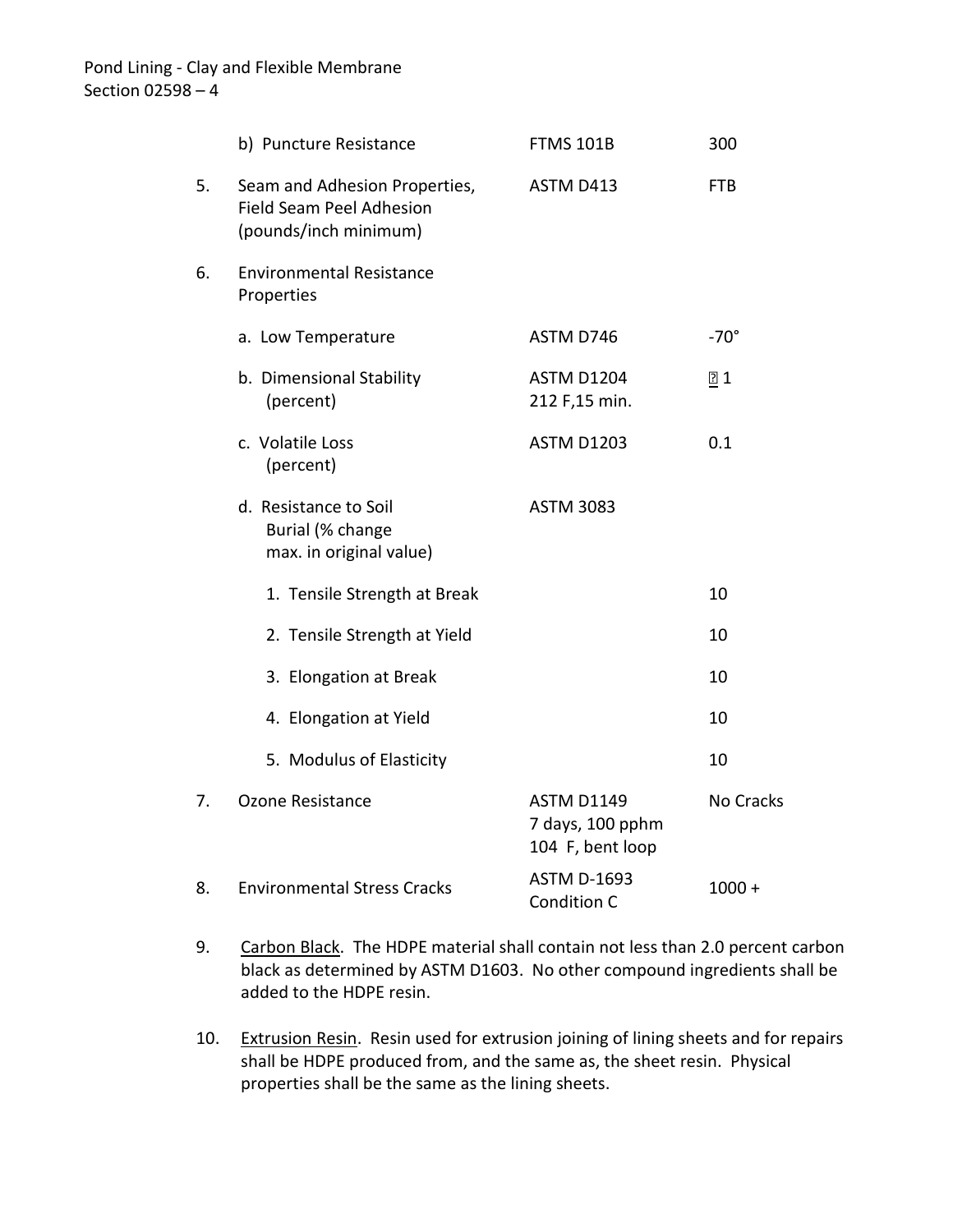| | | | |
|---|---|---|---|
| | b) Puncture Resistance | FTMS 101B | 300 |
| 5. | Seam and Adhesion Properties, Field Seam Peel Adhesion (pounds/inch minimum) | ASTM D413 | FTB |
| 6. | Environmental Resistance Properties | | |
| | a. Low Temperature | ASTM D746 | -70° |
| | b. Dimensional Stability (percent) | ASTM D1204 212 F,15 min. | ± 1 |
| | c. Volatile Loss (percent) | ASTM D1203 | 0.1 |
| | d. Resistance to Soil Burial (% change max. in original value) | ASTM 3083 | |
| | 1. Tensile Strength at Break | | 10 |
| | 2. Tensile Strength at Yield | | 10 |
| | 3. Elongation at Break | | 10 |
| | 4. Elongation at Yield | | 10 |
| | 5. Modulus of Elasticity | | 10 |
| 7. | Ozone Resistance | ASTM D1149 7 days, 100 pphm 104 F, bent loop | No Cracks |
| 8. | Environmental Stress Cracks | ASTM D-1693 Condition C | 1000 + |

9. Carbon Black. The HDPE material shall contain not less than 2.0 percent carbon black as determined by ASTM D1603. No other compound ingredients shall be added to the HDPE resin.

10. Extrusion Resin. Resin used for extrusion joining of lining sheets and for repairs shall be HDPE produced from, and the same as, the sheet resin. Physical properties shall be the same as the lining sheets.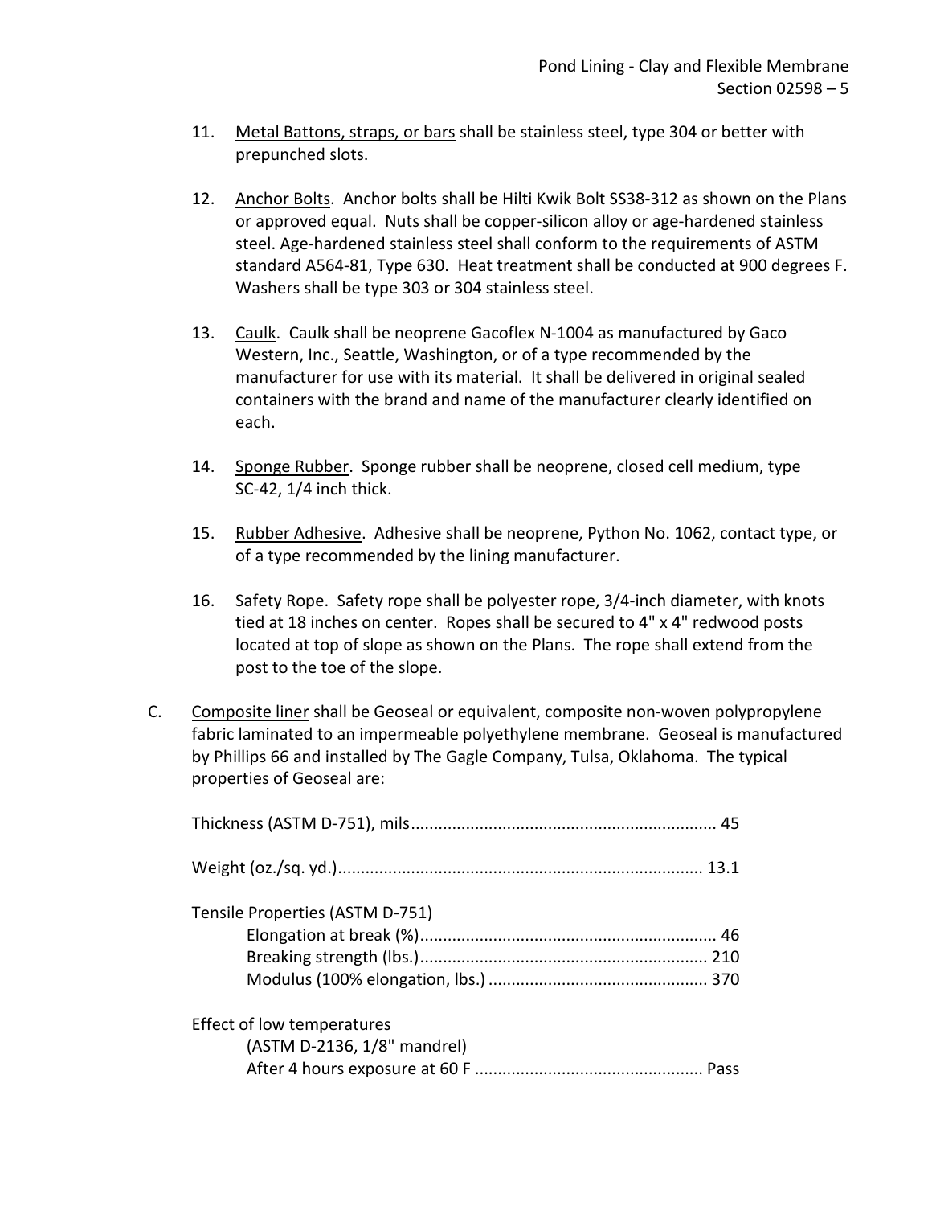11. Metal Battons, straps, or bars shall be stainless steel, type 304 or better with prepunched slots.

12. Anchor Bolts. Anchor bolts shall be Hilti Kwik Bolt SS38-312 as shown on the Plans or approved equal. Nuts shall be copper-silicon alloy or age-hardened stainless steel. Age-hardened stainless steel shall conform to the requirements of ASTM standard A564-81, Type 630. Heat treatment shall be conducted at 900 degrees F. Washers shall be type 303 or 304 stainless steel.

13. Caulk. Caulk shall be neoprene Gacoflex N-1004 as manufactured by Gaco Western, Inc., Seattle, Washington, or of a type recommended by the manufacturer for use with its material. It shall be delivered in original sealed containers with the brand and name of the manufacturer clearly identified on each.

14. Sponge Rubber. Sponge rubber shall be neoprene, closed cell medium, type SC-42, 1/4 inch thick.

15. Rubber Adhesive. Adhesive shall be neoprene, Python No. 1062, contact type, or of a type recommended by the lining manufacturer.

16. Safety Rope. Safety rope shall be polyester rope, 3/4-inch diameter, with knots tied at 18 inches on center. Ropes shall be secured to 4" x 4" redwood posts located at top of slope as shown on the Plans. The rope shall extend from the post to the toe of the slope.

C. Composite liner shall be Geoseal or equivalent, composite non-woven polypropylene fabric laminated to an impermeable polyethylene membrane. Geoseal is manufactured by Phillips 66 and installed by The Gagle Company, Tulsa, Oklahoma. The typical properties of Geoseal are:

Thickness (ASTM D-751), mils.................................................................. 45

Weight (oz./sq. yd.).............................................................................. 13.1

Tensile Properties (ASTM D-751)
- Elongation at break (%)................................................................ 46
- Breaking strength (lbs.).............................................................. 210
- Modulus (100% elongation, lbs.) ................................................ 370

Effect of low temperatures
- (ASTM D-2136, 1/8" mandrel)
- After 4 hours exposure at 60 F ................................................. Pass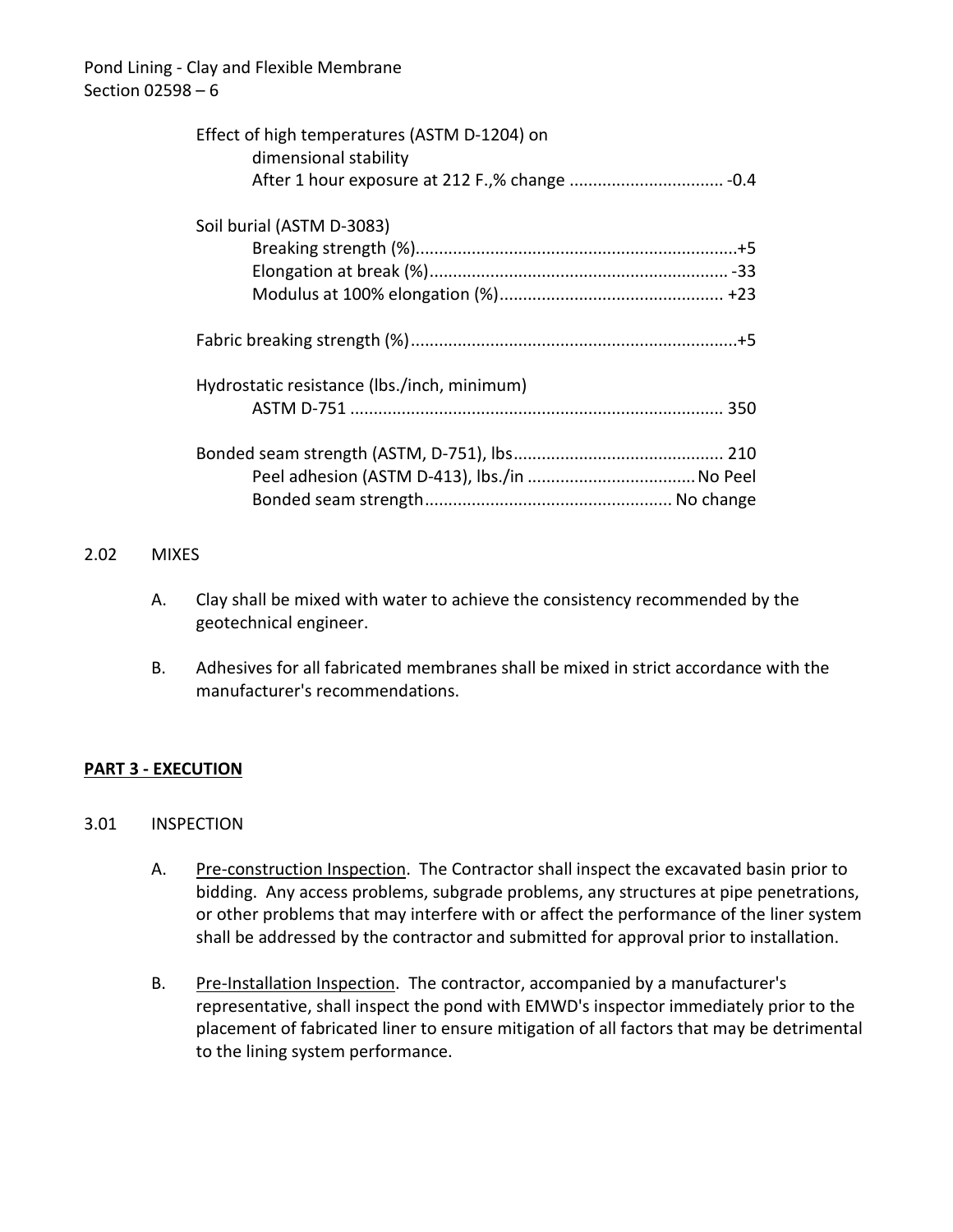Effect of high temperatures (ASTM D-1204) on
 dimensional stability
 After 1 hour exposure at 212 F.,% change .................................. -0.4

Soil burial (ASTM D-3083)
 Breaking strength (%)......................................................................+5
 Elongation at break (%)................................................................ -33
 Modulus at 100% elongation (%)................................................ +23

Fabric breaking strength (%).......................................................................+5

Hydrostatic resistance (lbs./inch, minimum)
 ASTM D-751 .............................................................................. 350

Bonded seam strength (ASTM, D-751), lbs............................................. 210
 Peel adhesion (ASTM D-413), lbs./in ....................................No Peel
 Bonded seam strength..................................................... No change

2.02 MIXES

A. Clay shall be mixed with water to achieve the consistency recommended by the geotechnical engineer.

B. Adhesives for all fabricated membranes shall be mixed in strict accordance with the manufacturer's recommendations.

## PART 3 - EXECUTION

3.01 INSPECTION

A. Pre-construction Inspection. The Contractor shall inspect the excavated basin prior to bidding. Any access problems, subgrade problems, any structures at pipe penetrations, or other problems that may interfere with or affect the performance of the liner system shall be addressed by the contractor and submitted for approval prior to installation.

B. Pre-Installation Inspection. The contractor, accompanied by a manufacturer's representative, shall inspect the pond with EMWD's inspector immediately prior to the placement of fabricated liner to ensure mitigation of all factors that may be detrimental to the lining system performance.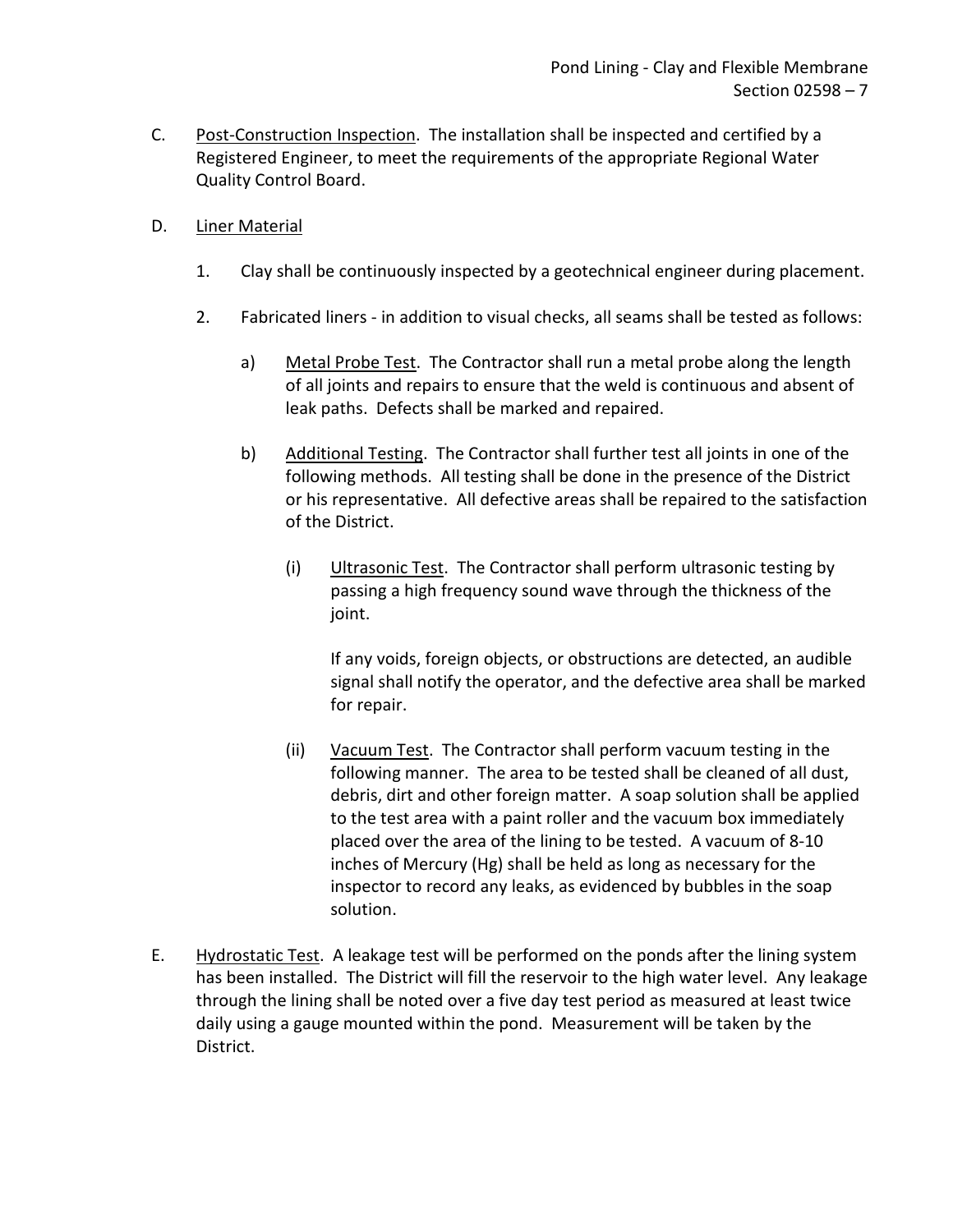C. <u>Post-Construction Inspection</u>. The installation shall be inspected and certified by a Registered Engineer, to meet the requirements of the appropriate Regional Water Quality Control Board.

D. <u>Liner Material</u>

1. Clay shall be continuously inspected by a geotechnical engineer during placement.

2. Fabricated liners - in addition to visual checks, all seams shall be tested as follows:

   a) <u>Metal Probe Test</u>. The Contractor shall run a metal probe along the length of all joints and repairs to ensure that the weld is continuous and absent of leak paths. Defects shall be marked and repaired.

   b) <u>Additional Testing</u>. The Contractor shall further test all joints in one of the following methods. All testing shall be done in the presence of the District or his representative. All defective areas shall be repaired to the satisfaction of the District.

      (i) <u>Ultrasonic Test</u>. The Contractor shall perform ultrasonic testing by passing a high frequency sound wave through the thickness of the joint.

      If any voids, foreign objects, or obstructions are detected, an audible signal shall notify the operator, and the defective area shall be marked for repair.

      (ii) <u>Vacuum Test</u>. The Contractor shall perform vacuum testing in the following manner. The area to be tested shall be cleaned of all dust, debris, dirt and other foreign matter. A soap solution shall be applied to the test area with a paint roller and the vacuum box immediately placed over the area of the lining to be tested. A vacuum of 8-10 inches of Mercury (Hg) shall be held as long as necessary for the inspector to record any leaks, as evidenced by bubbles in the soap solution.

E. <u>Hydrostatic Test</u>. A leakage test will be performed on the ponds after the lining system has been installed. The District will fill the reservoir to the high water level. Any leakage through the lining shall be noted over a five day test period as measured at least twice daily using a gauge mounted within the pond. Measurement will be taken by the District.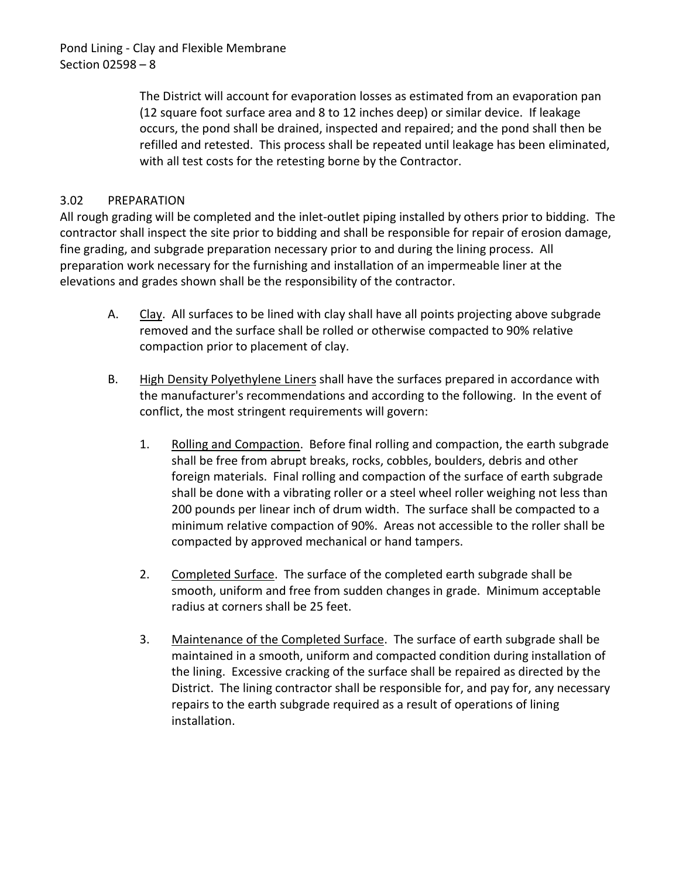The District will account for evaporation losses as estimated from an evaporation pan (12 square foot surface area and 8 to 12 inches deep) or similar device. If leakage occurs, the pond shall be drained, inspected and repaired; and the pond shall then be refilled and retested. This process shall be repeated until leakage has been eliminated, with all test costs for the retesting borne by the Contractor.

## 3.02 PREPARATION

All rough grading will be completed and the inlet-outlet piping installed by others prior to bidding. The contractor shall inspect the site prior to bidding and shall be responsible for repair of erosion damage, fine grading, and subgrade preparation necessary prior to and during the lining process. All preparation work necessary for the furnishing and installation of an impermeable liner at the elevations and grades shown shall be the responsibility of the contractor.

A. Clay. All surfaces to be lined with clay shall have all points projecting above subgrade removed and the surface shall be rolled or otherwise compacted to 90% relative compaction prior to placement of clay.

B. High Density Polyethylene Liners shall have the surfaces prepared in accordance with the manufacturer's recommendations and according to the following. In the event of conflict, the most stringent requirements will govern:

1. Rolling and Compaction. Before final rolling and compaction, the earth subgrade shall be free from abrupt breaks, rocks, cobbles, boulders, debris and other foreign materials. Final rolling and compaction of the surface of earth subgrade shall be done with a vibrating roller or a steel wheel roller weighing not less than 200 pounds per linear inch of drum width. The surface shall be compacted to a minimum relative compaction of 90%. Areas not accessible to the roller shall be compacted by approved mechanical or hand tampers.

2. Completed Surface. The surface of the completed earth subgrade shall be smooth, uniform and free from sudden changes in grade. Minimum acceptable radius at corners shall be 25 feet.

3. Maintenance of the Completed Surface. The surface of earth subgrade shall be maintained in a smooth, uniform and compacted condition during installation of the lining. Excessive cracking of the surface shall be repaired as directed by the District. The lining contractor shall be responsible for, and pay for, any necessary repairs to the earth subgrade required as a result of operations of lining installation.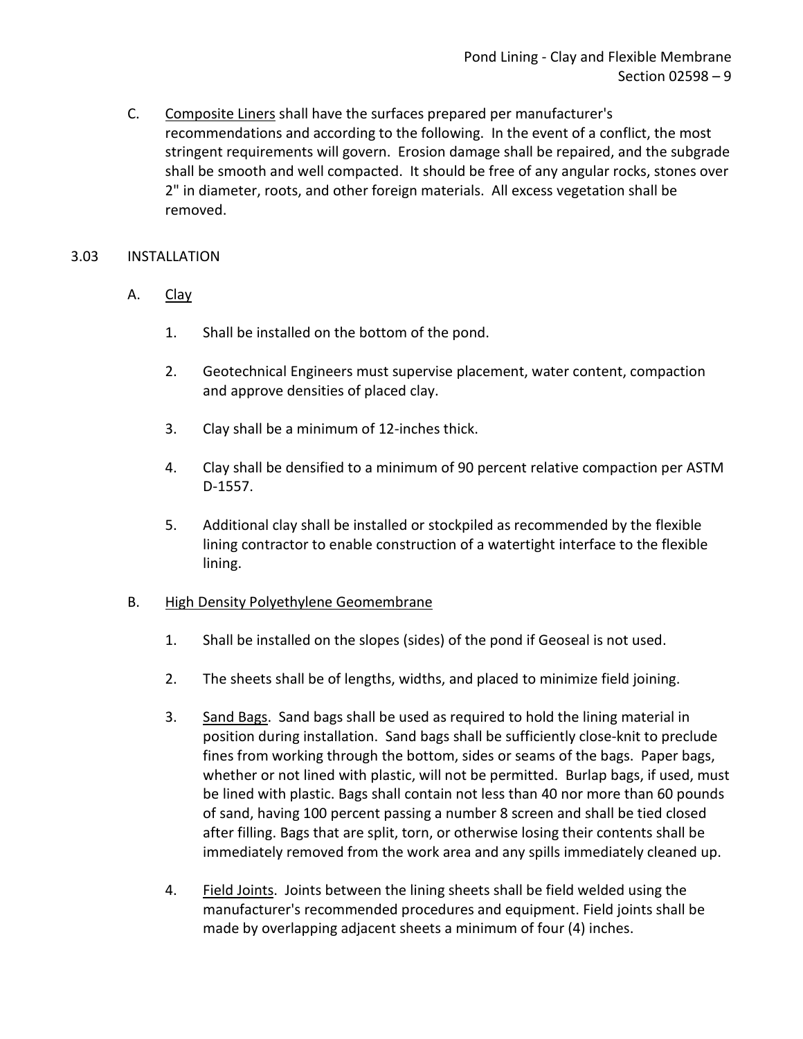C. Composite Liners shall have the surfaces prepared per manufacturer's recommendations and according to the following. In the event of a conflict, the most stringent requirements will govern. Erosion damage shall be repaired, and the subgrade shall be smooth and well compacted. It should be free of any angular rocks, stones over 2" in diameter, roots, and other foreign materials. All excess vegetation shall be removed.

## 3.03 INSTALLATION

A. Clay

1. Shall be installed on the bottom of the pond.
2. Geotechnical Engineers must supervise placement, water content, compaction and approve densities of placed clay.
3. Clay shall be a minimum of 12-inches thick.
4. Clay shall be densified to a minimum of 90 percent relative compaction per ASTM D-1557.
5. Additional clay shall be installed or stockpiled as recommended by the flexible lining contractor to enable construction of a watertight interface to the flexible lining.

B. High Density Polyethylene Geomembrane

1. Shall be installed on the slopes (sides) of the pond if Geoseal is not used.
2. The sheets shall be of lengths, widths, and placed to minimize field joining.
3. Sand Bags. Sand bags shall be used as required to hold the lining material in position during installation. Sand bags shall be sufficiently close-knit to preclude fines from working through the bottom, sides or seams of the bags. Paper bags, whether or not lined with plastic, will not be permitted. Burlap bags, if used, must be lined with plastic. Bags shall contain not less than 40 nor more than 60 pounds of sand, having 100 percent passing a number 8 screen and shall be tied closed after filling. Bags that are split, torn, or otherwise losing their contents shall be immediately removed from the work area and any spills immediately cleaned up.
4. Field Joints. Joints between the lining sheets shall be field welded using the manufacturer's recommended procedures and equipment. Field joints shall be made by overlapping adjacent sheets a minimum of four (4) inches.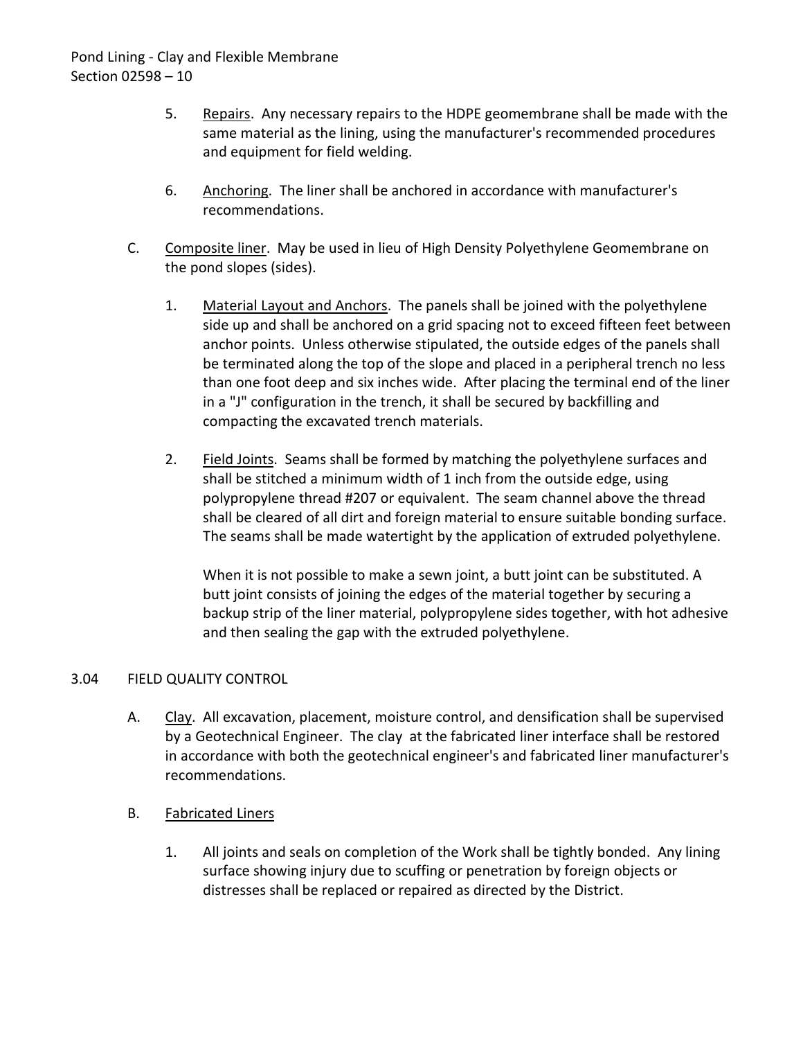5. Repairs. Any necessary repairs to the HDPE geomembrane shall be made with the same material as the lining, using the manufacturer's recommended procedures and equipment for field welding.

6. Anchoring. The liner shall be anchored in accordance with manufacturer's recommendations.

C. Composite liner. May be used in lieu of High Density Polyethylene Geomembrane on the pond slopes (sides).

1. Material Layout and Anchors. The panels shall be joined with the polyethylene side up and shall be anchored on a grid spacing not to exceed fifteen feet between anchor points. Unless otherwise stipulated, the outside edges of the panels shall be terminated along the top of the slope and placed in a peripheral trench no less than one foot deep and six inches wide. After placing the terminal end of the liner in a "J" configuration in the trench, it shall be secured by backfilling and compacting the excavated trench materials.

2. Field Joints. Seams shall be formed by matching the polyethylene surfaces and shall be stitched a minimum width of 1 inch from the outside edge, using polypropylene thread #207 or equivalent. The seam channel above the thread shall be cleared of all dirt and foreign material to ensure suitable bonding surface. The seams shall be made watertight by the application of extruded polyethylene.

   When it is not possible to make a sewn joint, a butt joint can be substituted. A butt joint consists of joining the edges of the material together by securing a backup strip of the liner material, polypropylene sides together, with hot adhesive and then sealing the gap with the extruded polyethylene.

## 3.04 FIELD QUALITY CONTROL

A. Clay. All excavation, placement, moisture control, and densification shall be supervised by a Geotechnical Engineer. The clay at the fabricated liner interface shall be restored in accordance with both the geotechnical engineer's and fabricated liner manufacturer's recommendations.

B. Fabricated Liners

1. All joints and seals on completion of the Work shall be tightly bonded. Any lining surface showing injury due to scuffing or penetration by foreign objects or distresses shall be replaced or repaired as directed by the District.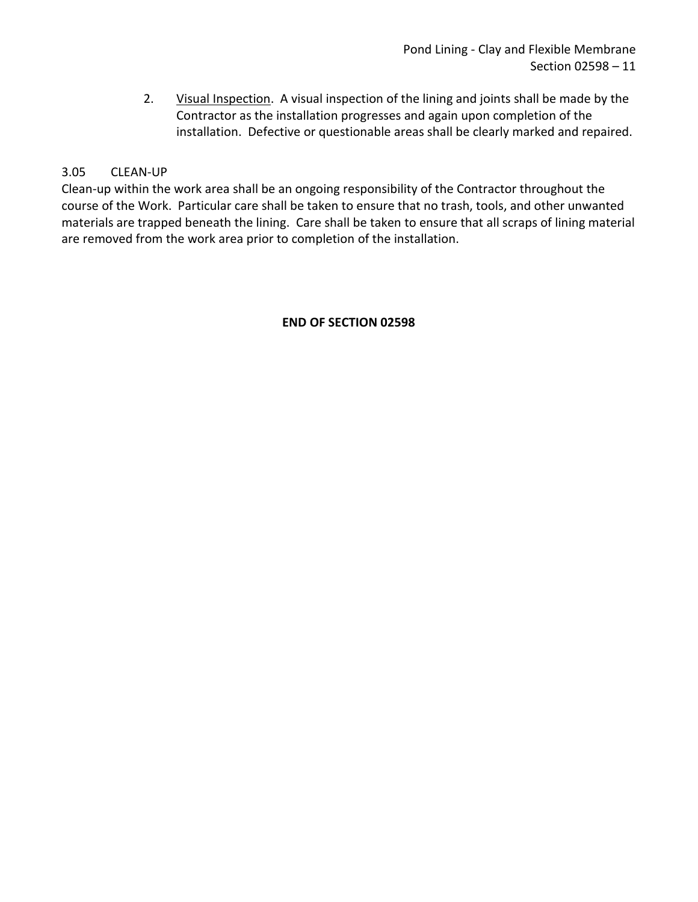2. Visual Inspection. A visual inspection of the lining and joints shall be made by the Contractor as the installation progresses and again upon completion of the installation. Defective or questionable areas shall be clearly marked and repaired.

### 3.05 CLEAN-UP

Clean-up within the work area shall be an ongoing responsibility of the Contractor throughout the course of the Work. Particular care shall be taken to ensure that no trash, tools, and other unwanted materials are trapped beneath the lining. Care shall be taken to ensure that all scraps of lining material are removed from the work area prior to completion of the installation.

**END OF SECTION 02598**